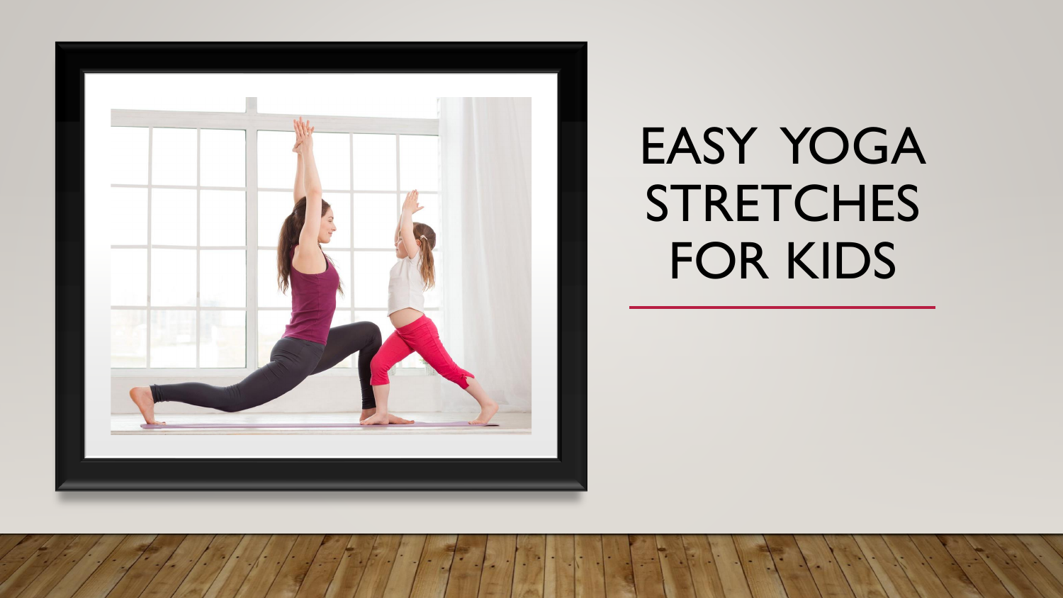# EASY YOGA STRETCHES FOR KIDS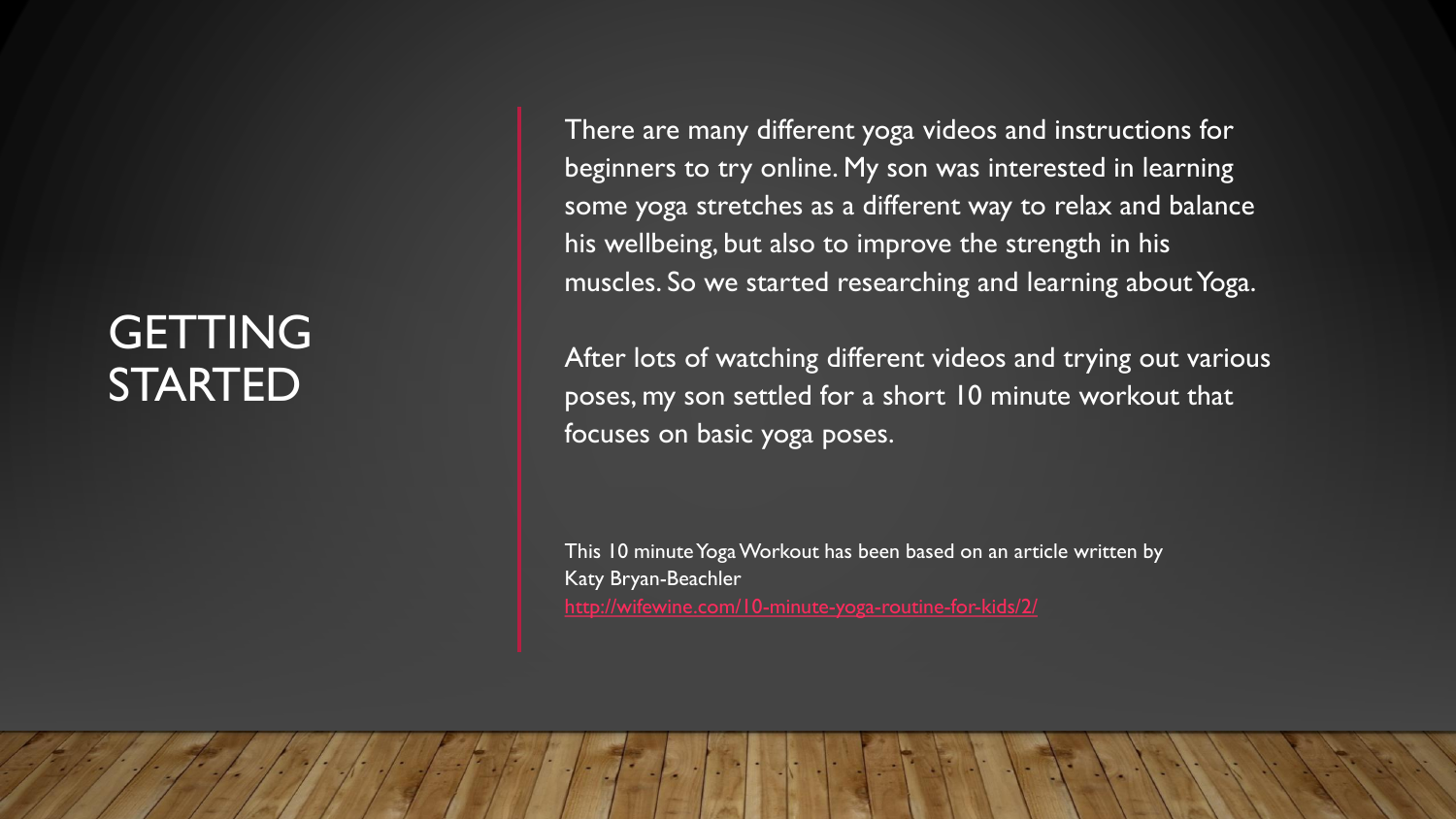# GETTING STARTED

There are many different yoga videos and instructions for beginners to try online. My son was interested in learning some yoga stretches as a different way to relax and balance his wellbeing, but also to improve the strength in his muscles. So we started researching and learning about Yoga.

After lots of watching different videos and trying out various poses, my son settled for a short 10 minute workout that focuses on basic yoga poses.

This 10 minute Yoga Workout has been based on an article written by Katy Bryan-Beachler
http://wifewine.com/10-minute-yoga-routine-for-kids/2/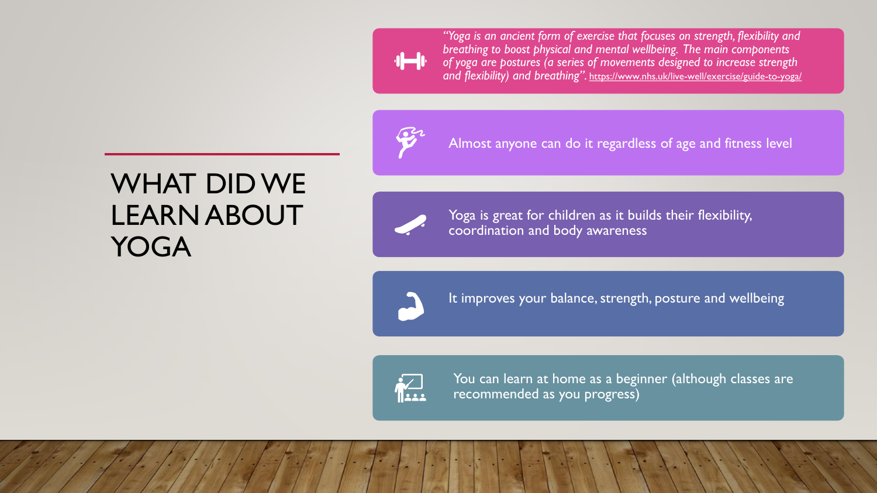# WHAT DID WE LEARN ABOUT YOGA

- *"Yoga is an ancient form of exercise that focuses on strength, flexibility and breathing to boost physical and mental wellbeing. The main components of yoga are postures (a series of movements designed to increase strength and flexibility) and breathing".* https://www.nhs.uk/live-well/exercise/guide-to-yoga/
- Almost anyone can do it regardless of age and fitness level
- Yoga is great for children as it builds their flexibility, coordination and body awareness
- It improves your balance, strength, posture and wellbeing
- You can learn at home as a beginner (although classes are recommended as you progress)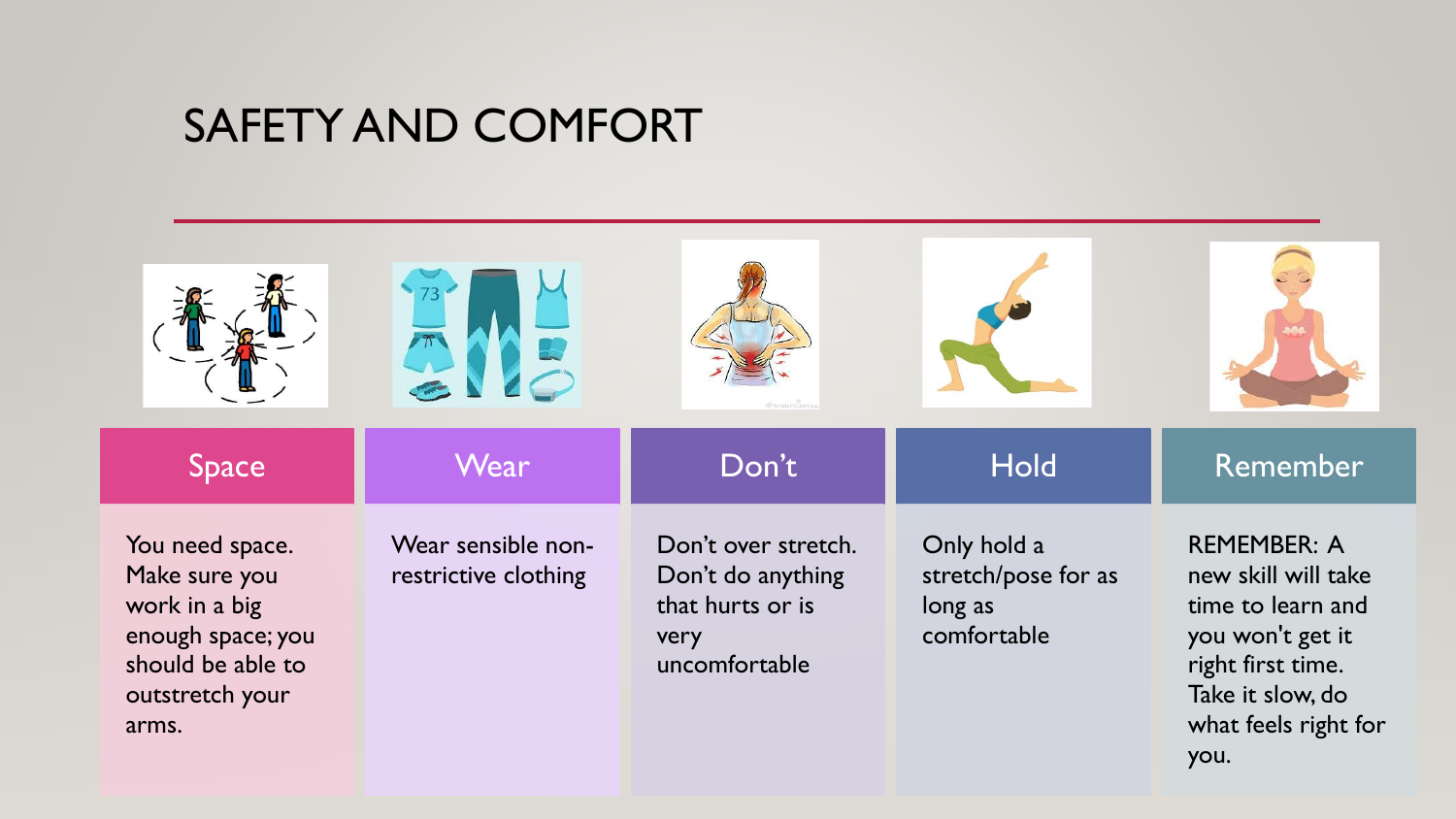# SAFETY AND COMFORT

## Space

You need space. Make sure you work in a big enough space; you should be able to outstretch your arms.

## Wear

Wear sensible non-restrictive clothing

## Don't

Don't over stretch. Don't do anything that hurts or is very uncomfortable

## Hold

Only hold a stretch/pose for as long as comfortable

## Remember

REMEMBER: A new skill will take time to learn and you won't get it right first time. Take it slow, do what feels right for you.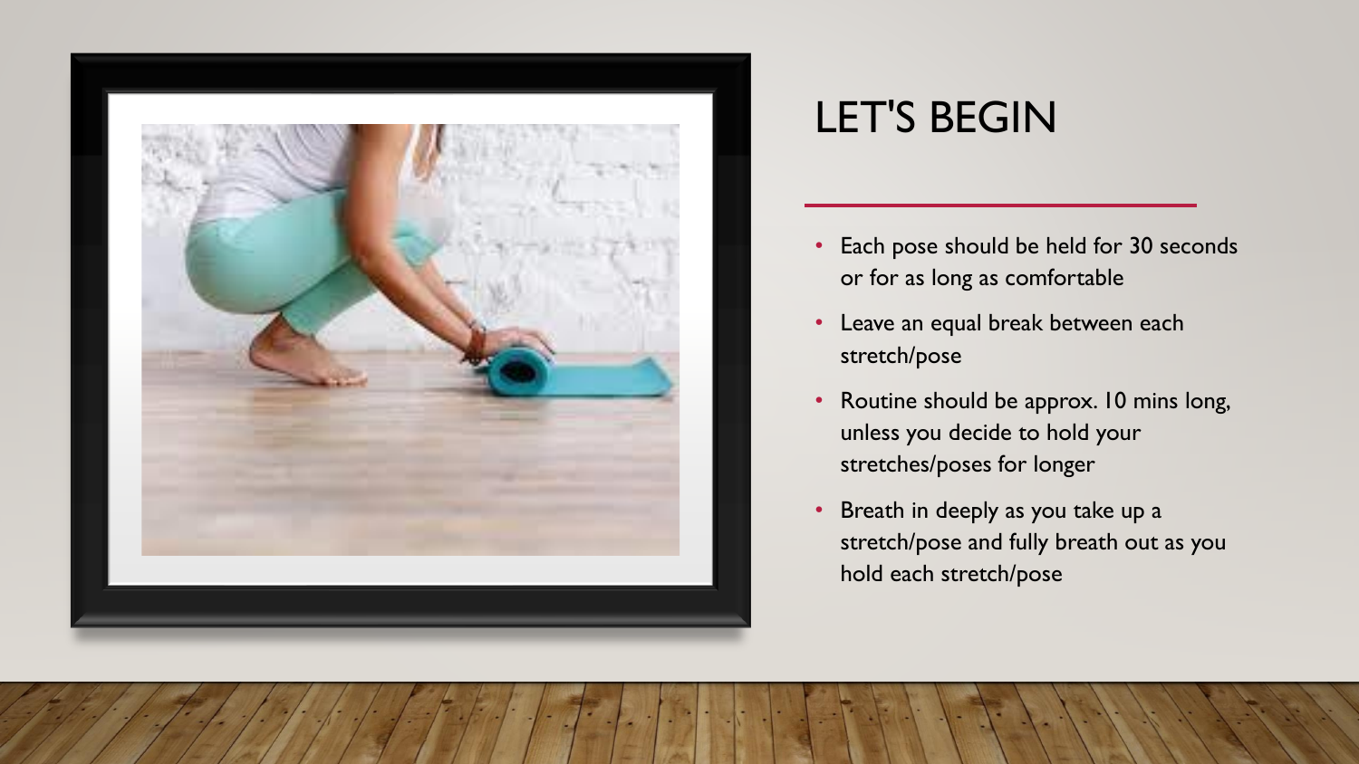# LET'S BEGIN

- Each pose should be held for 30 seconds or for as long as comfortable
- Leave an equal break between each stretch/pose
- Routine should be approx. 10 mins long, unless you decide to hold your stretches/poses for longer
- Breath in deeply as you take up a stretch/pose and fully breath out as you hold each stretch/pose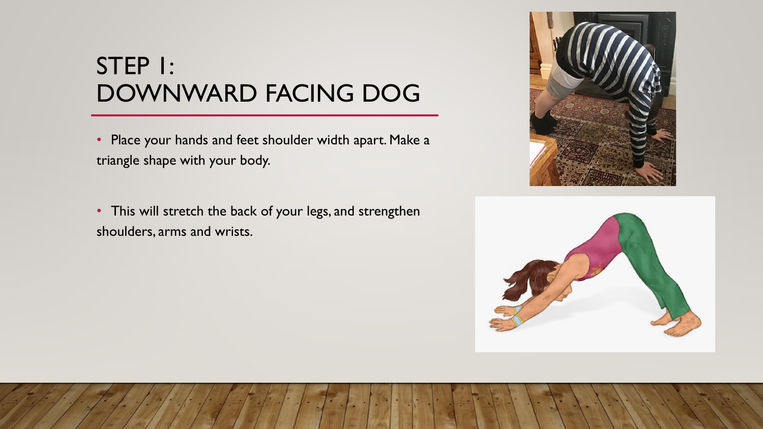# STEP 1: DOWNWARD FACING DOG

- Place your hands and feet shoulder width apart. Make a triangle shape with your body.
- This will stretch the back of your legs, and strengthen shoulders, arms and wrists.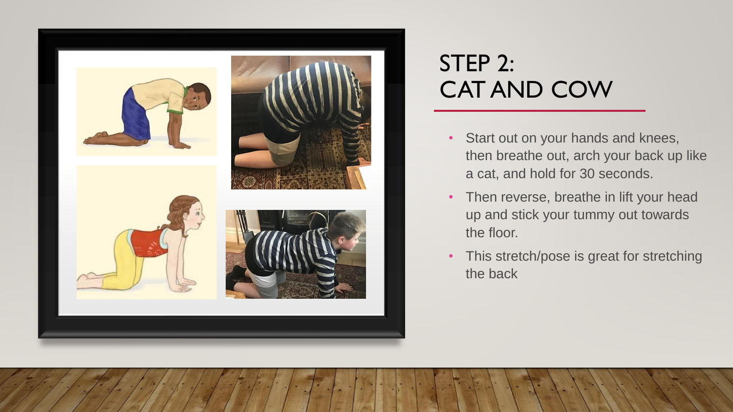# STEP 2: CAT AND COW

- Start out on your hands and knees, then breathe out, arch your back up like a cat, and hold for 30 seconds.
- Then reverse, breathe in lift your head up and stick your tummy out towards the floor.
- This stretch/pose is great for stretching the back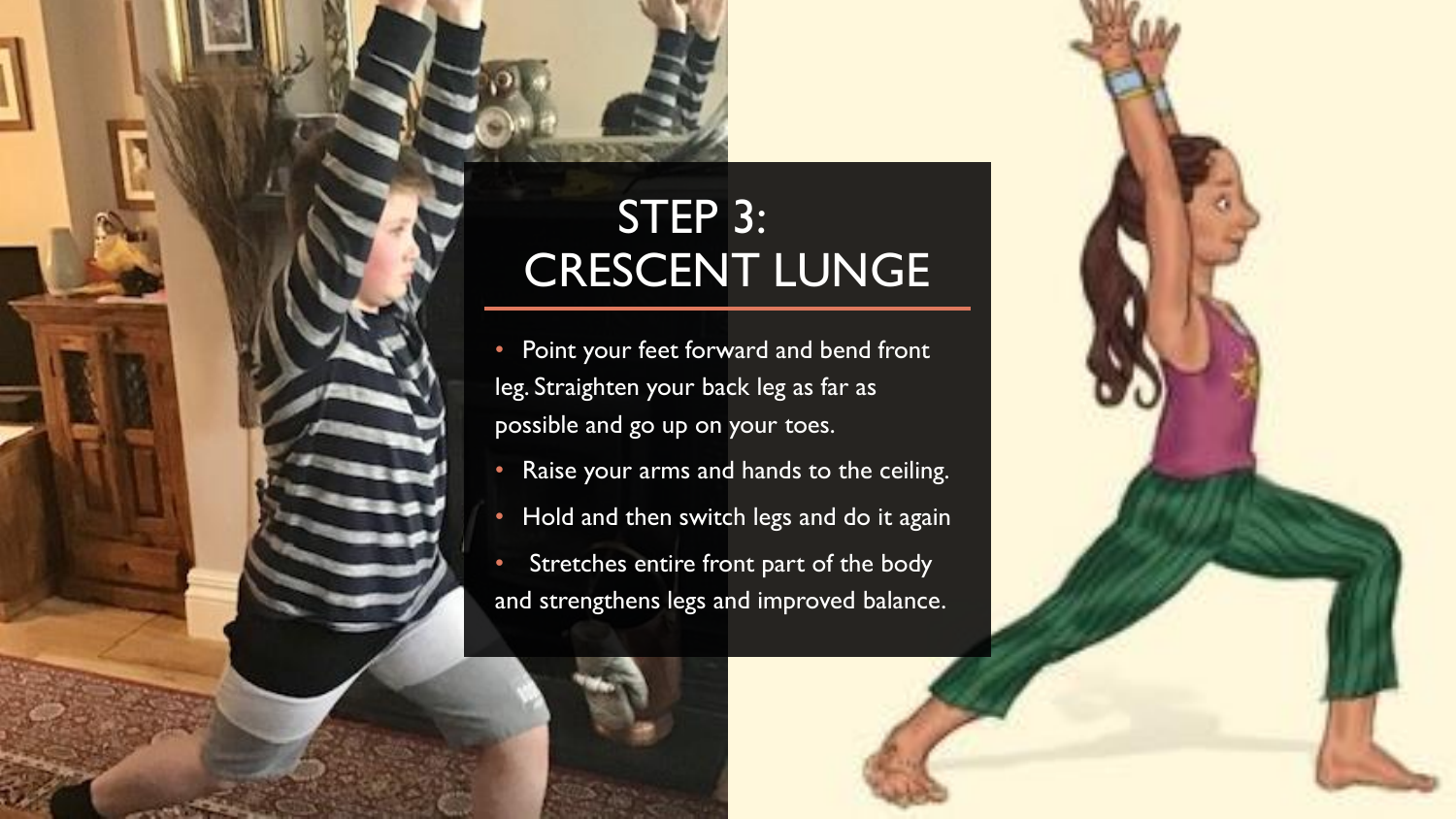# STEP 3: CRESCENT LUNGE

- Point your feet forward and bend front leg. Straighten your back leg as far as possible and go up on your toes.
- Raise your arms and hands to the ceiling.
- Hold and then switch legs and do it again
- Stretches entire front part of the body and strengthens legs and improved balance.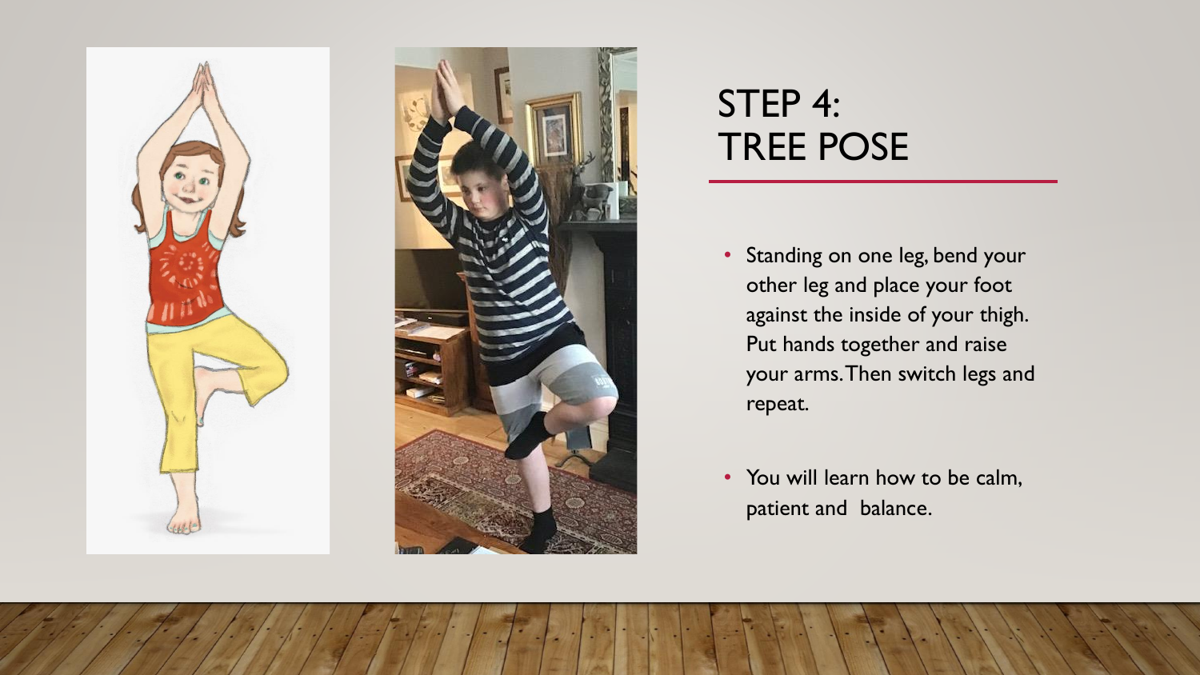# STEP 4: TREE POSE

- Standing on one leg, bend your other leg and place your foot against the inside of your thigh. Put hands together and raise your arms. Then switch legs and repeat.
- You will learn how to be calm, patient and balance.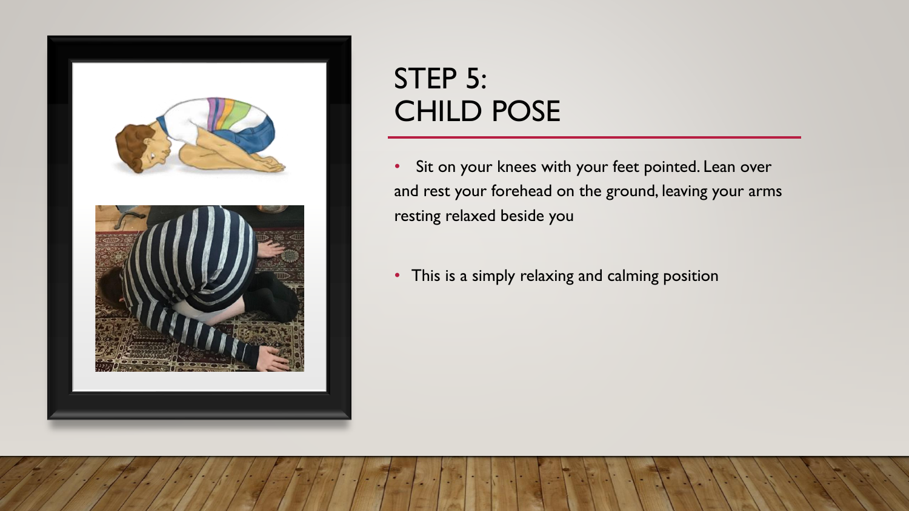# STEP 5: CHILD POSE

- Sit on your knees with your feet pointed. Lean over and rest your forehead on the ground, leaving your arms resting relaxed beside you
- This is a simply relaxing and calming position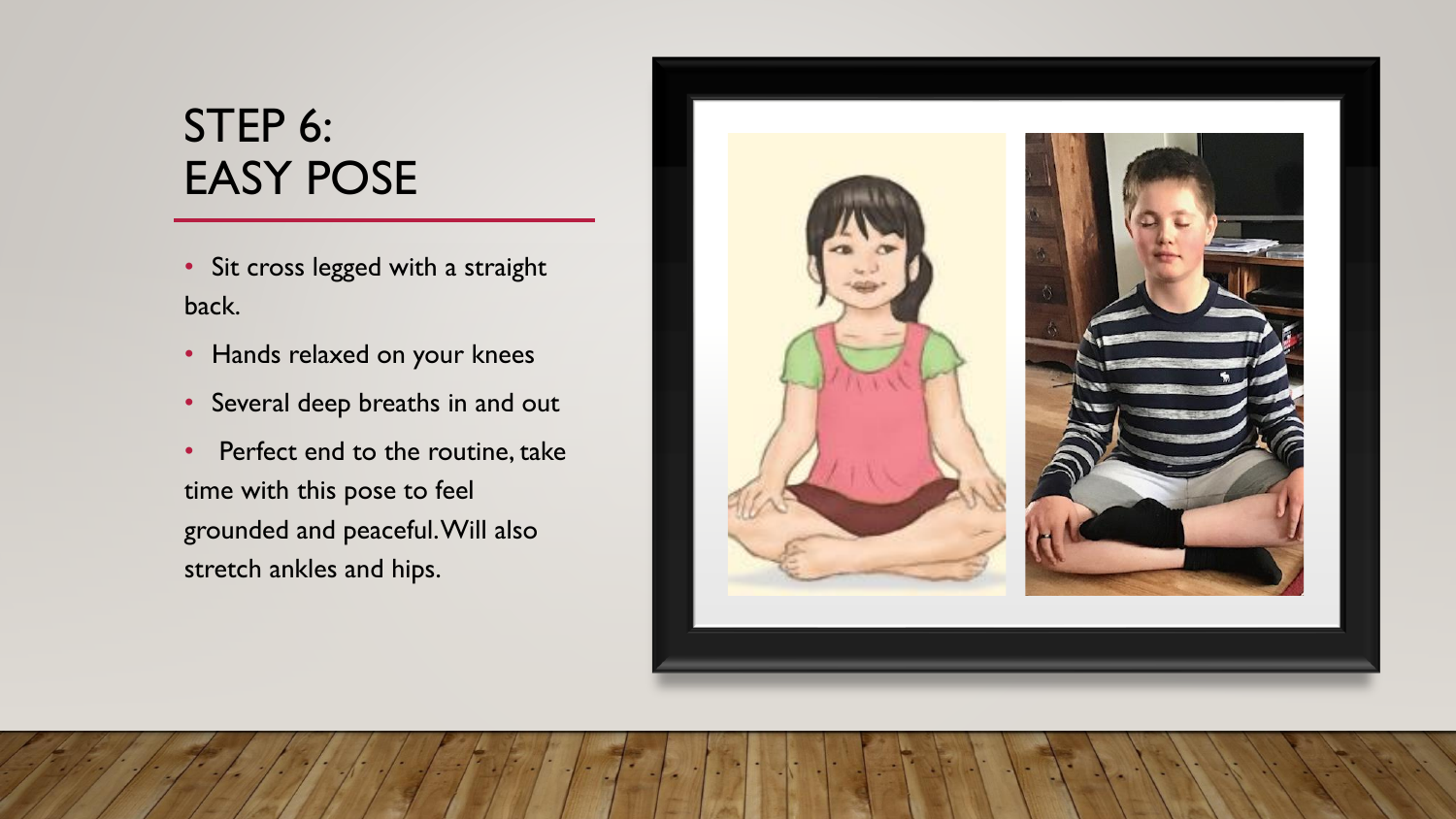# STEP 6: EASY POSE

- Sit cross legged with a straight back.
- Hands relaxed on your knees
- Several deep breaths in and out
- Perfect end to the routine, take time with this pose to feel grounded and peaceful. Will also stretch ankles and hips.